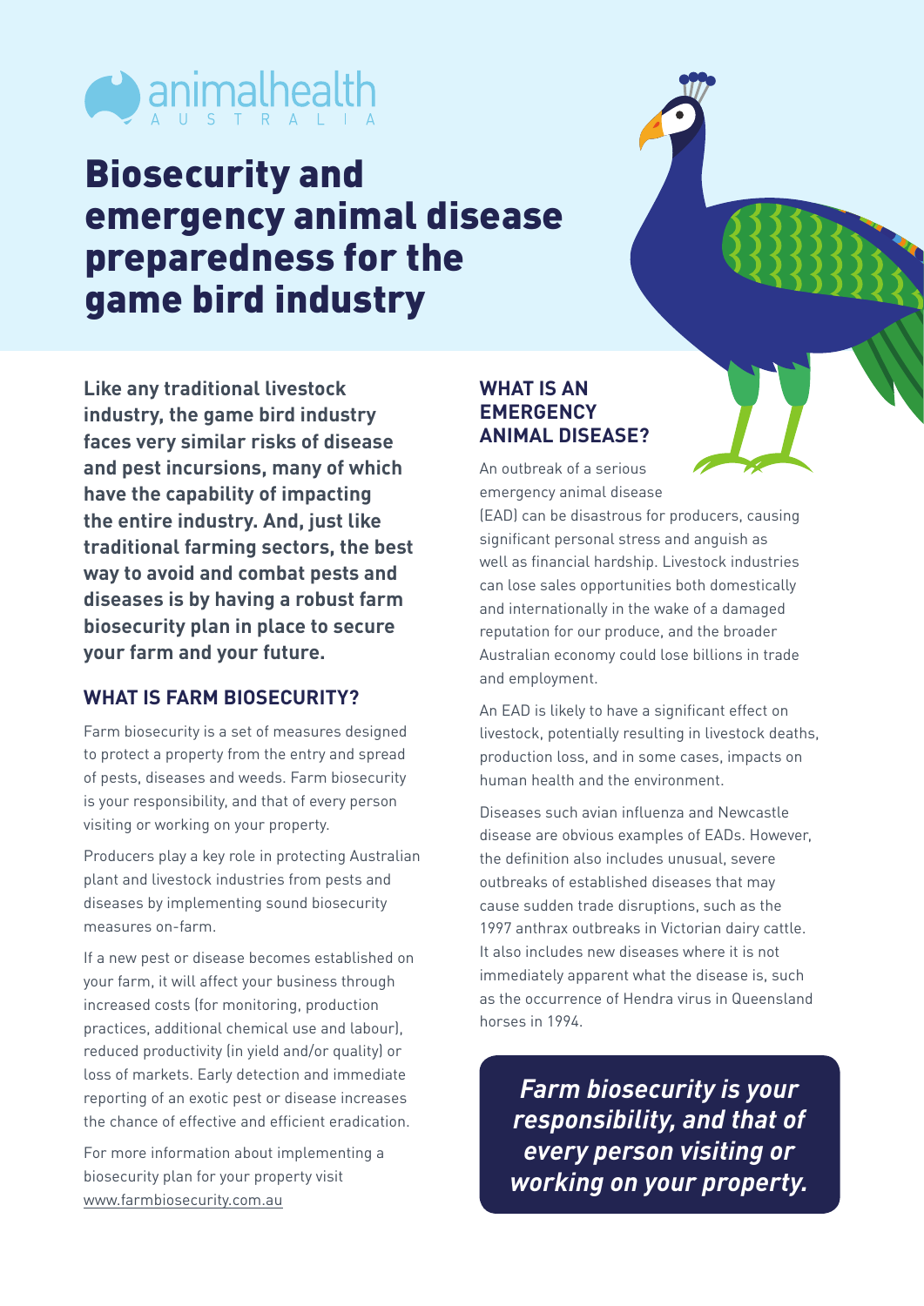animalhealth AUSTRALIA

# Biosecurity and emergency animal disease preparedness for the game bird industry

**Like any traditional livestock industry, the game bird industry faces very similar risks of disease and pest incursions, many of which have the capability of impacting the entire industry. And, just like traditional farming sectors, the best way to avoid and combat pests and diseases is by having a robust farm biosecurity plan in place to secure your farm and your future.**

## WHAT IS FARM BIOSECURITY?

Farm biosecurity is a set of measures designed to protect a property from the entry and spread of pests, diseases and weeds. Farm biosecurity is your responsibility, and that of every person visiting or working on your property.

Producers play a key role in protecting Australian plant and livestock industries from pests and diseases by implementing sound biosecurity measures on-farm.

If a new pest or disease becomes established on your farm, it will affect your business through increased costs (for monitoring, production practices, additional chemical use and labour), reduced productivity (in yield and/or quality) or loss of markets. Early detection and immediate reporting of an exotic pest or disease increases the chance of effective and efficient eradication.

For more information about implementing a biosecurity plan for your property visit www.farmbiosecurity.com.au

## WHAT IS AN EMERGENCY ANIMAL DISEASE?

An outbreak of a serious emergency animal disease (EAD) can be disastrous for producers, causing significant personal stress and anguish as well as financial hardship. Livestock industries can lose sales opportunities both domestically and internationally in the wake of a damaged reputation for our produce, and the broader Australian economy could lose billions in trade and employment.

An EAD is likely to have a significant effect on livestock, potentially resulting in livestock deaths, production loss, and in some cases, impacts on human health and the environment.

Diseases such avian influenza and Newcastle disease are obvious examples of EADs. However, the definition also includes unusual, severe outbreaks of established diseases that may cause sudden trade disruptions, such as the 1997 anthrax outbreaks in Victorian dairy cattle. It also includes new diseases where it is not immediately apparent what the disease is, such as the occurrence of Hendra virus in Queensland horses in 1994.

***Farm biosecurity is your responsibility, and that of every person visiting or working on your property.***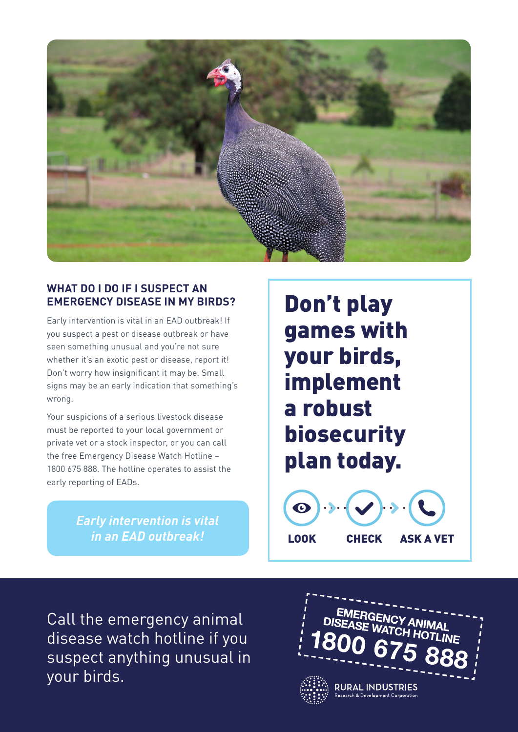## WHAT DO I DO IF I SUSPECT AN EMERGENCY DISEASE IN MY BIRDS?

Early intervention is vital in an EAD outbreak! If you suspect a pest or disease outbreak or have seen something unusual and you're not sure whether it's an exotic pest or disease, report it! Don't worry how insignificant it may be. Small signs may be an early indication that something's wrong.

Your suspicions of a serious livestock disease must be reported to your local government or private vet or a stock inspector, or you can call the free Emergency Disease Watch Hotline – 1800 675 888. The hotline operates to assist the early reporting of EADs.

***Early intervention is vital in an EAD outbreak!***

# Don't play games with your birds, implement a robust biosecurity plan today.

**LOOK** → **CHECK** → **ASK A VET**

Call the emergency animal disease watch hotline if you suspect anything unusual in your birds.

**EMERGENCY ANIMAL DISEASE WATCH HOTLINE**

**1800 675 888**

RURAL INDUSTRIES
Research & Development Corporation